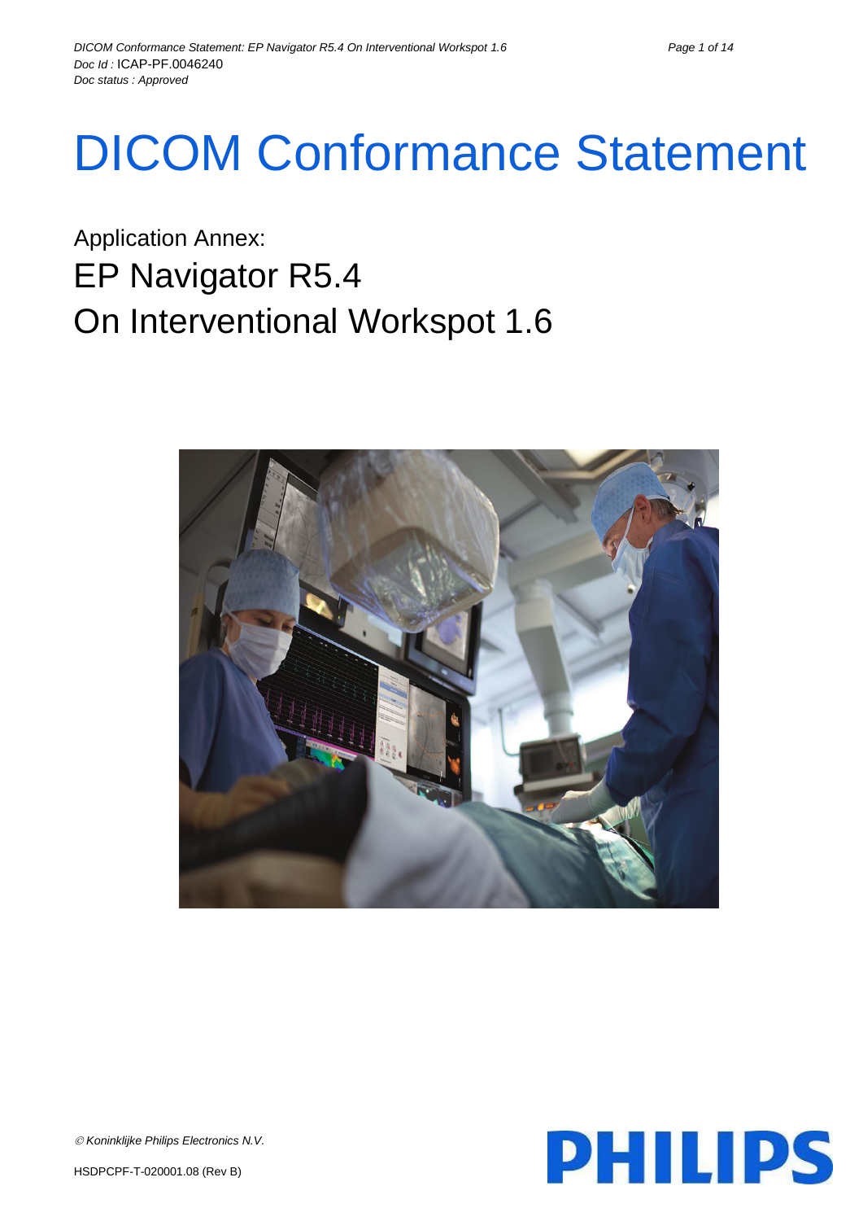# DICOM Conformance Statement

Application Annex:

## EP Navigator R5.4

## On Interventional Workspot 1.6

© *Koninklijke Philips Electronics N.V.*

HSDPCPF-T-020001.08 (Rev B)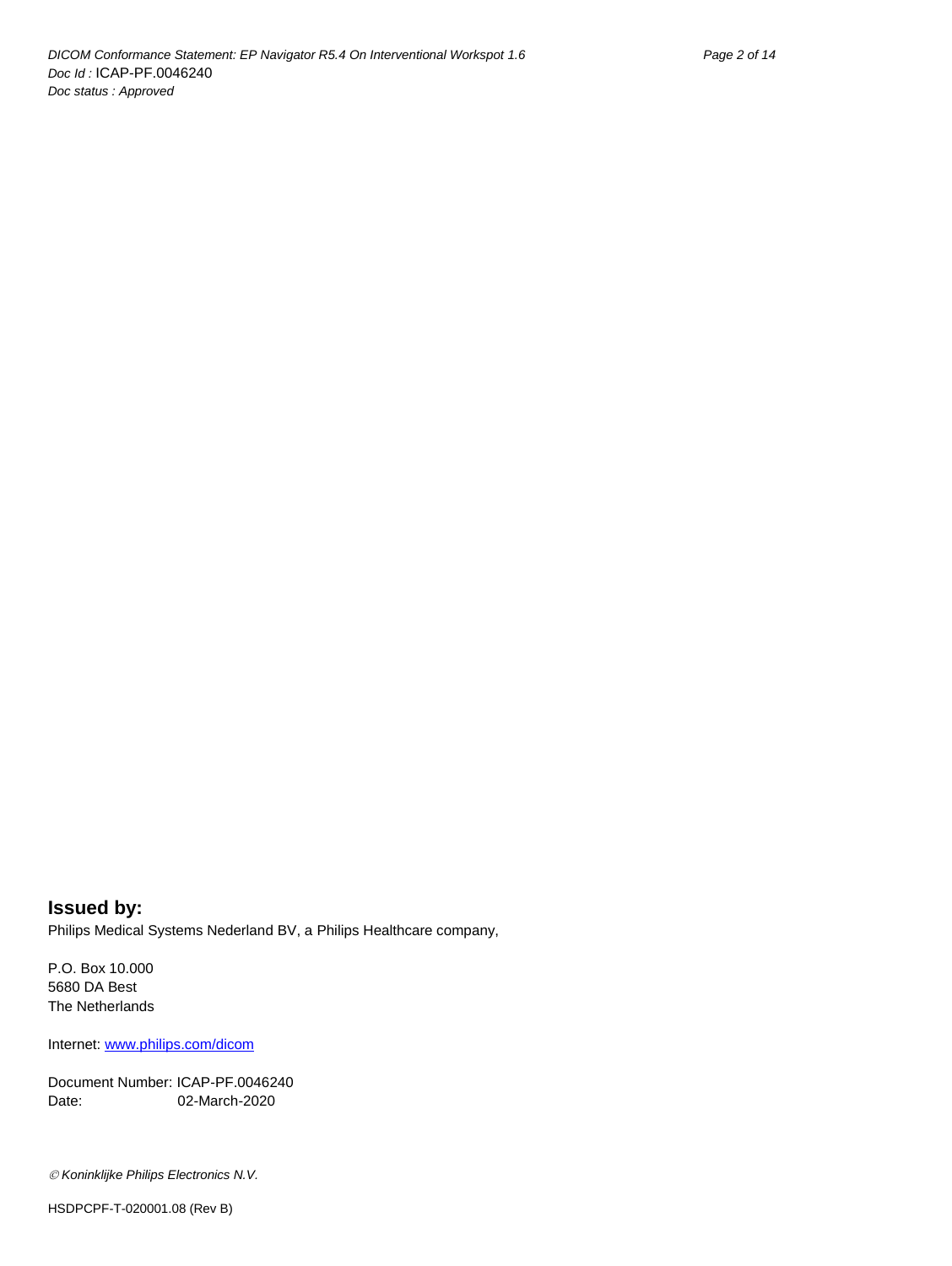## Issued by:

Philips Medical Systems Nederland BV, a Philips Healthcare company,

P.O. Box 10.000
5680 DA Best
The Netherlands

Internet: [www.philips.com/dicom](www.philips.com/dicom)

Document Number: ICAP-PF.0046240
Date: 02-March-2020

*© Koninklijke Philips Electronics N.V.*

HSDPCPF-T-020001.08 (Rev B)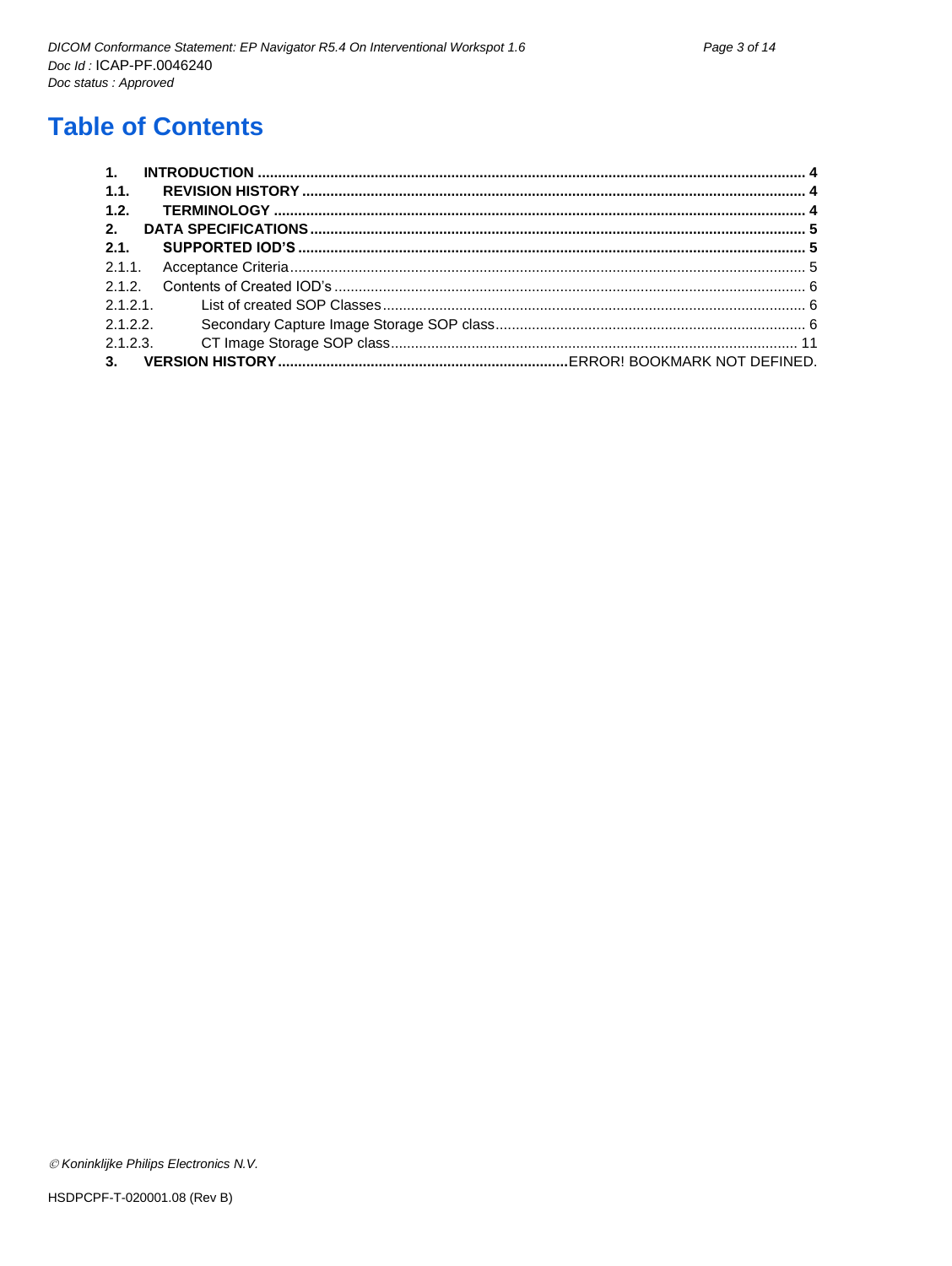# Table of Contents

**1. INTRODUCTION** ..... **4**
**1.1. REVISION HISTORY** ..... **4**
**1.2. TERMINOLOGY** ..... **4**
**2. DATA SPECIFICATIONS** ..... **5**
**2.1. SUPPORTED IOD'S** ..... **5**
2.1.1. Acceptance Criteria ..... 5
2.1.2. Contents of Created IOD's ..... 6
2.1.2.1. List of created SOP Classes ..... 6
2.1.2.2. Secondary Capture Image Storage SOP class ..... 6
2.1.2.3. CT Image Storage SOP class ..... 11
**3. VERSION HISTORY** ..... ERROR! BOOKMARK NOT DEFINED.

*© Koninklijke Philips Electronics N.V.*

HSDPCPF-T-020001.08 (Rev B)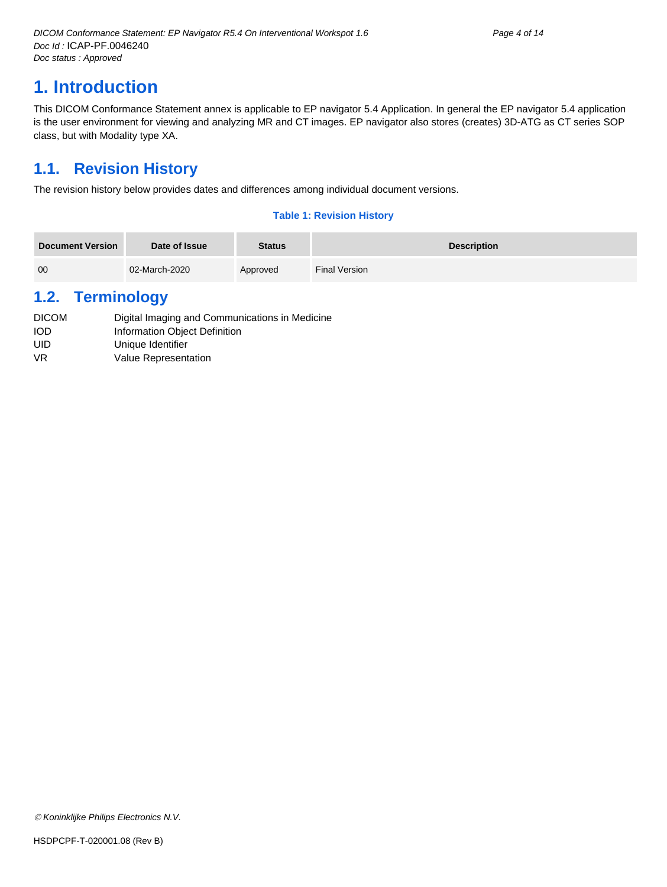# 1. Introduction

This DICOM Conformance Statement annex is applicable to EP navigator 5.4 Application. In general the EP navigator 5.4 application is the user environment for viewing and analyzing MR and CT images. EP navigator also stores (creates) 3D-ATG as CT series SOP class, but with Modality type XA.

## 1.1. Revision History

The revision history below provides dates and differences among individual document versions.

**Table 1: Revision History**

| Document Version | Date of Issue | Status | Description |
|---|---|---|---|
| 00 | 02-March-2020 | Approved | Final Version |

## 1.2. Terminology

| | |
|---|---|
| DICOM | Digital Imaging and Communications in Medicine |
| IOD | Information Object Definition |
| UID | Unique Identifier |
| VR | Value Representation |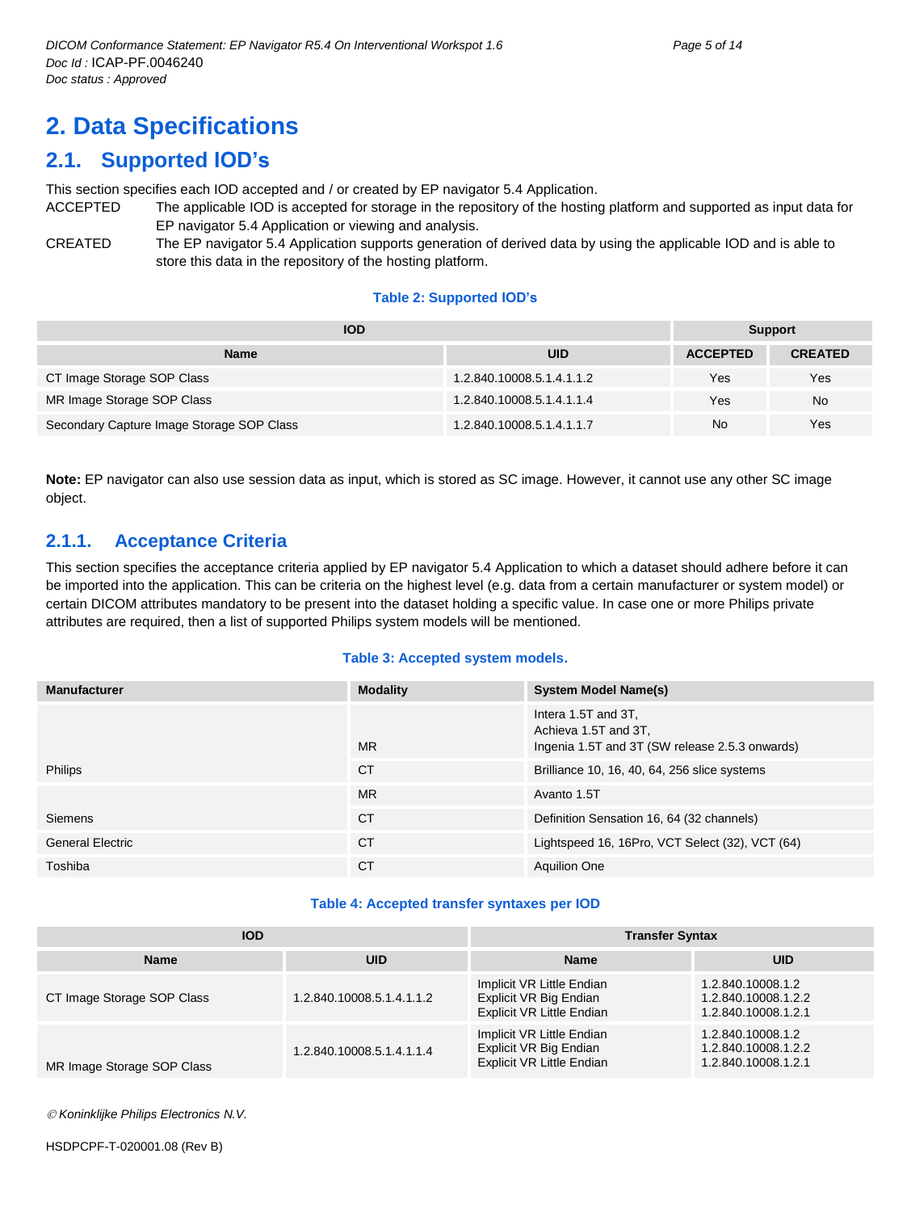# 2. Data Specifications

## 2.1. Supported IOD's

This section specifies each IOD accepted and / or created by EP navigator 5.4 Application.

ACCEPTED The applicable IOD is accepted for storage in the repository of the hosting platform and supported as input data for EP navigator 5.4 Application or viewing and analysis.

CREATED The EP navigator 5.4 Application supports generation of derived data by using the applicable IOD and is able to store this data in the repository of the hosting platform.

**Table 2: Supported IOD's**

| IOD | | Support | |
|---|---|---|---|
| **Name** | **UID** | **ACCEPTED** | **CREATED** |
| CT Image Storage SOP Class | 1.2.840.10008.5.1.4.1.1.2 | Yes | Yes |
| MR Image Storage SOP Class | 1.2.840.10008.5.1.4.1.1.4 | Yes | No |
| Secondary Capture Image Storage SOP Class | 1.2.840.10008.5.1.4.1.1.7 | No | Yes |

**Note:** EP navigator can also use session data as input, which is stored as SC image. However, it cannot use any other SC image object.

### 2.1.1. Acceptance Criteria

This section specifies the acceptance criteria applied by EP navigator 5.4 Application to which a dataset should adhere before it can be imported into the application. This can be criteria on the highest level (e.g. data from a certain manufacturer or system model) or certain DICOM attributes mandatory to be present into the dataset holding a specific value. In case one or more Philips private attributes are required, then a list of supported Philips system models will be mentioned.

**Table 3: Accepted system models.**

| Manufacturer | Modality | System Model Name(s) |
|---|---|---|
| Philips | MR | Intera 1.5T and 3T, Achieva 1.5T and 3T, Ingenia 1.5T and 3T (SW release 2.5.3 onwards) |
| | CT | Brilliance 10, 16, 40, 64, 256 slice systems |
| Siemens | MR | Avanto 1.5T |
| | CT | Definition Sensation 16, 64 (32 channels) |
| General Electric | CT | Lightspeed 16, 16Pro, VCT Select (32), VCT (64) |
| Toshiba | CT | Aquilion One |

**Table 4: Accepted transfer syntaxes per IOD**

| IOD | | Transfer Syntax | |
|---|---|---|---|
| **Name** | **UID** | **Name** | **UID** |
| CT Image Storage SOP Class | 1.2.840.10008.5.1.4.1.1.2 | Implicit VR Little Endian<br>Explicit VR Big Endian<br>Explicit VR Little Endian | 1.2.840.10008.1.2<br>1.2.840.10008.1.2.2<br>1.2.840.10008.1.2.1 |
| MR Image Storage SOP Class | 1.2.840.10008.5.1.4.1.1.4 | Implicit VR Little Endian<br>Explicit VR Big Endian<br>Explicit VR Little Endian | 1.2.840.10008.1.2<br>1.2.840.10008.1.2.2<br>1.2.840.10008.1.2.1 |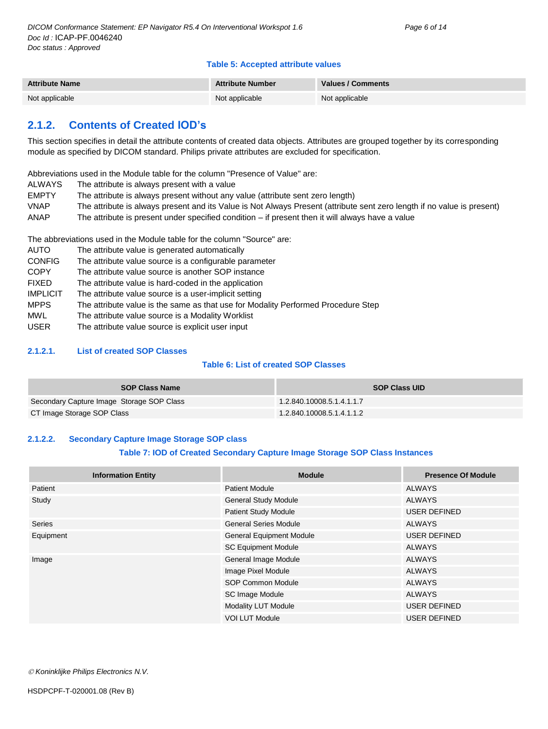**Table 5: Accepted attribute values**

| Attribute Name | Attribute Number | Values / Comments |
| --- | --- | --- |
| Not applicable | Not applicable | Not applicable |

## 2.1.2. Contents of Created IOD's

This section specifies in detail the attribute contents of created data objects. Attributes are grouped together by its corresponding module as specified by DICOM standard. Philips private attributes are excluded for specification.

Abbreviations used in the Module table for the column "Presence of Value" are:

- ALWAYS The attribute is always present with a value
- EMPTY The attribute is always present without any value (attribute sent zero length)
- VNAP The attribute is always present and its Value is Not Always Present (attribute sent zero length if no value is present)
- ANAP The attribute is present under specified condition – if present then it will always have a value

The abbreviations used in the Module table for the column "Source" are:

- AUTO The attribute value is generated automatically
- CONFIG The attribute value source is a configurable parameter
- COPY The attribute value source is another SOP instance
- FIXED The attribute value is hard-coded in the application
- IMPLICIT The attribute value source is a user-implicit setting
- MPPS The attribute value is the same as that use for Modality Performed Procedure Step
- MWL The attribute value source is a Modality Worklist
- USER The attribute value source is explicit user input

### 2.1.2.1. List of created SOP Classes

**Table 6: List of created SOP Classes**

| SOP Class Name | SOP Class UID |
| --- | --- |
| Secondary Capture Image Storage SOP Class | 1.2.840.10008.5.1.4.1.1.7 |
| CT Image Storage SOP Class | 1.2.840.10008.5.1.4.1.1.2 |

### 2.1.2.2. Secondary Capture Image Storage SOP class

**Table 7: IOD of Created Secondary Capture Image Storage SOP Class Instances**

| Information Entity | Module | Presence Of Module |
| --- | --- | --- |
| Patient | Patient Module | ALWAYS |
| Study | General Study Module | ALWAYS |
| | Patient Study Module | USER DEFINED |
| Series | General Series Module | ALWAYS |
| Equipment | General Equipment Module | USER DEFINED |
| | SC Equipment Module | ALWAYS |
| Image | General Image Module | ALWAYS |
| | Image Pixel Module | ALWAYS |
| | SOP Common Module | ALWAYS |
| | SC Image Module | ALWAYS |
| | Modality LUT Module | USER DEFINED |
| | VOI LUT Module | USER DEFINED |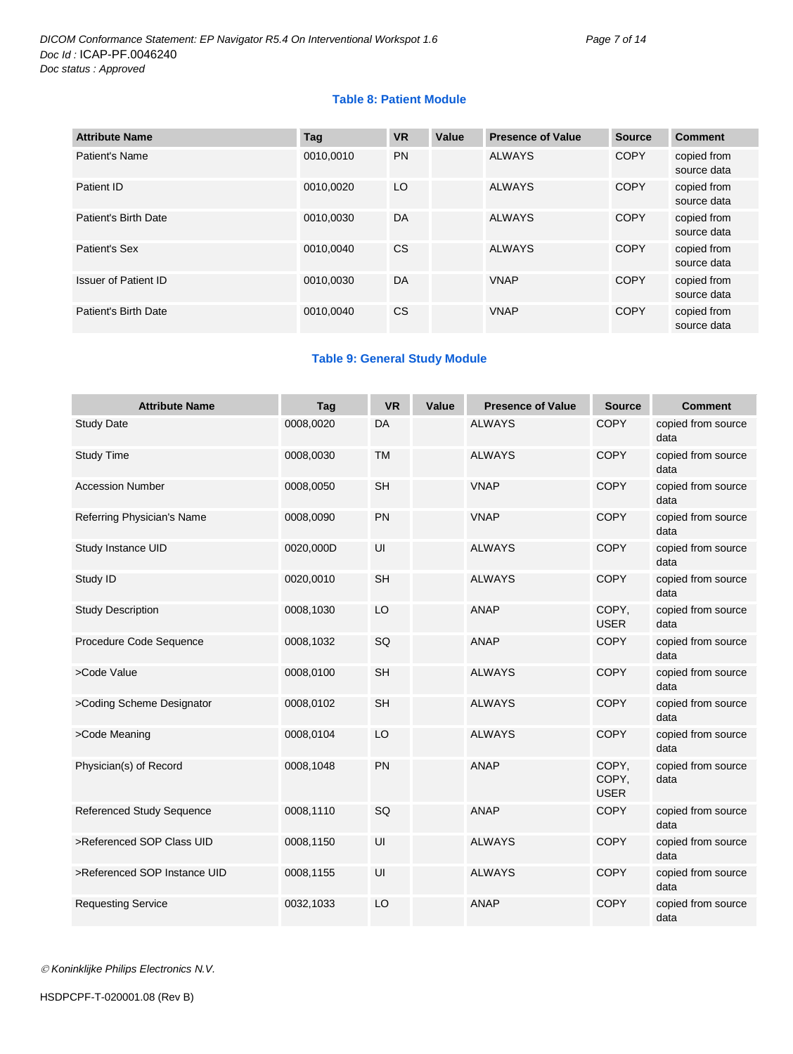**Table 8: Patient Module**

| Attribute Name | Tag | VR | Value | Presence of Value | Source | Comment |
|---|---|---|---|---|---|---|
| Patient's Name | 0010,0010 | PN | | ALWAYS | COPY | copied from source data |
| Patient ID | 0010,0020 | LO | | ALWAYS | COPY | copied from source data |
| Patient's Birth Date | 0010,0030 | DA | | ALWAYS | COPY | copied from source data |
| Patient's Sex | 0010,0040 | CS | | ALWAYS | COPY | copied from source data |
| Issuer of Patient ID | 0010,0030 | DA | | VNAP | COPY | copied from source data |
| Patient's Birth Date | 0010,0040 | CS | | VNAP | COPY | copied from source data |

**Table 9: General Study Module**

| Attribute Name | Tag | VR | Value | Presence of Value | Source | Comment |
|---|---|---|---|---|---|---|
| Study Date | 0008,0020 | DA | | ALWAYS | COPY | copied from source data |
| Study Time | 0008,0030 | TM | | ALWAYS | COPY | copied from source data |
| Accession Number | 0008,0050 | SH | | VNAP | COPY | copied from source data |
| Referring Physician's Name | 0008,0090 | PN | | VNAP | COPY | copied from source data |
| Study Instance UID | 0020,000D | UI | | ALWAYS | COPY | copied from source data |
| Study ID | 0020,0010 | SH | | ALWAYS | COPY | copied from source data |
| Study Description | 0008,1030 | LO | | ANAP | COPY, USER | copied from source data |
| Procedure Code Sequence | 0008,1032 | SQ | | ANAP | COPY | copied from source data |
| >Code Value | 0008,0100 | SH | | ALWAYS | COPY | copied from source data |
| >Coding Scheme Designator | 0008,0102 | SH | | ALWAYS | COPY | copied from source data |
| >Code Meaning | 0008,0104 | LO | | ALWAYS | COPY | copied from source data |
| Physician(s) of Record | 0008,1048 | PN | | ANAP | COPY, COPY, USER | copied from source data |
| Referenced Study Sequence | 0008,1110 | SQ | | ANAP | COPY | copied from source data |
| >Referenced SOP Class UID | 0008,1150 | UI | | ALWAYS | COPY | copied from source data |
| >Referenced SOP Instance UID | 0008,1155 | UI | | ALWAYS | COPY | copied from source data |
| Requesting Service | 0032,1033 | LO | | ANAP | COPY | copied from source data |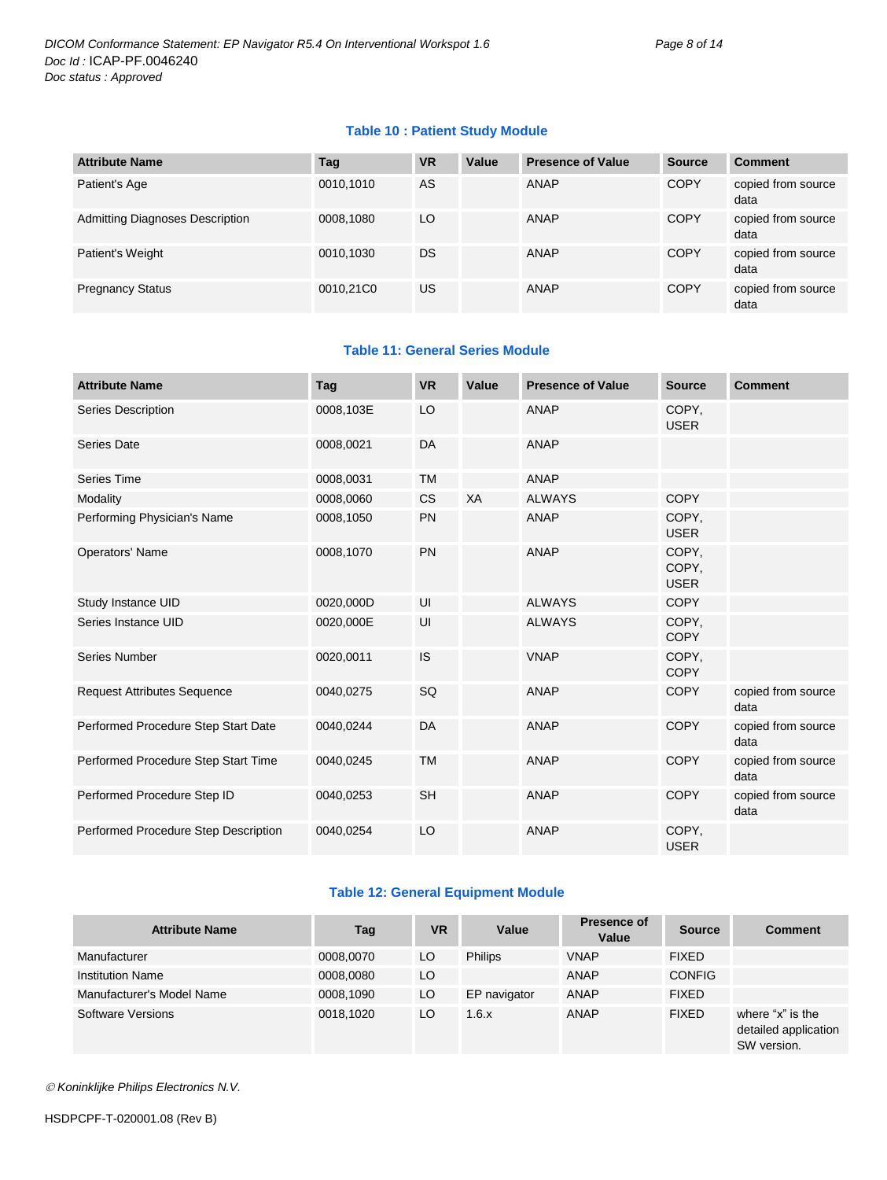**Table 10 : Patient Study Module**

| Attribute Name | Tag | VR | Value | Presence of Value | Source | Comment |
|---|---|---|---|---|---|---|
| Patient's Age | 0010,1010 | AS | | ANAP | COPY | copied from source data |
| Admitting Diagnoses Description | 0008,1080 | LO | | ANAP | COPY | copied from source data |
| Patient's Weight | 0010,1030 | DS | | ANAP | COPY | copied from source data |
| Pregnancy Status | 0010,21C0 | US | | ANAP | COPY | copied from source data |

**Table 11: General Series Module**

| Attribute Name | Tag | VR | Value | Presence of Value | Source | Comment |
|---|---|---|---|---|---|---|
| Series Description | 0008,103E | LO | | ANAP | COPY, USER | |
| Series Date | 0008,0021 | DA | | ANAP | | |
| Series Time | 0008,0031 | TM | | ANAP | | |
| Modality | 0008,0060 | CS | XA | ALWAYS | COPY | |
| Performing Physician's Name | 0008,1050 | PN | | ANAP | COPY, USER | |
| Operators' Name | 0008,1070 | PN | | ANAP | COPY, COPY, USER | |
| Study Instance UID | 0020,000D | UI | | ALWAYS | COPY | |
| Series Instance UID | 0020,000E | UI | | ALWAYS | COPY, COPY | |
| Series Number | 0020,0011 | IS | | VNAP | COPY, COPY | |
| Request Attributes Sequence | 0040,0275 | SQ | | ANAP | COPY | copied from source data |
| Performed Procedure Step Start Date | 0040,0244 | DA | | ANAP | COPY | copied from source data |
| Performed Procedure Step Start Time | 0040,0245 | TM | | ANAP | COPY | copied from source data |
| Performed Procedure Step ID | 0040,0253 | SH | | ANAP | COPY | copied from source data |
| Performed Procedure Step Description | 0040,0254 | LO | | ANAP | COPY, USER | |

**Table 12: General Equipment Module**

| Attribute Name | Tag | VR | Value | Presence of Value | Source | Comment |
|---|---|---|---|---|---|---|
| Manufacturer | 0008,0070 | LO | Philips | VNAP | FIXED | |
| Institution Name | 0008,0080 | LO | | ANAP | CONFIG | |
| Manufacturer's Model Name | 0008,1090 | LO | EP navigator | ANAP | FIXED | |
| Software Versions | 0018,1020 | LO | 1.6.x | ANAP | FIXED | where "x" is the detailed application SW version. |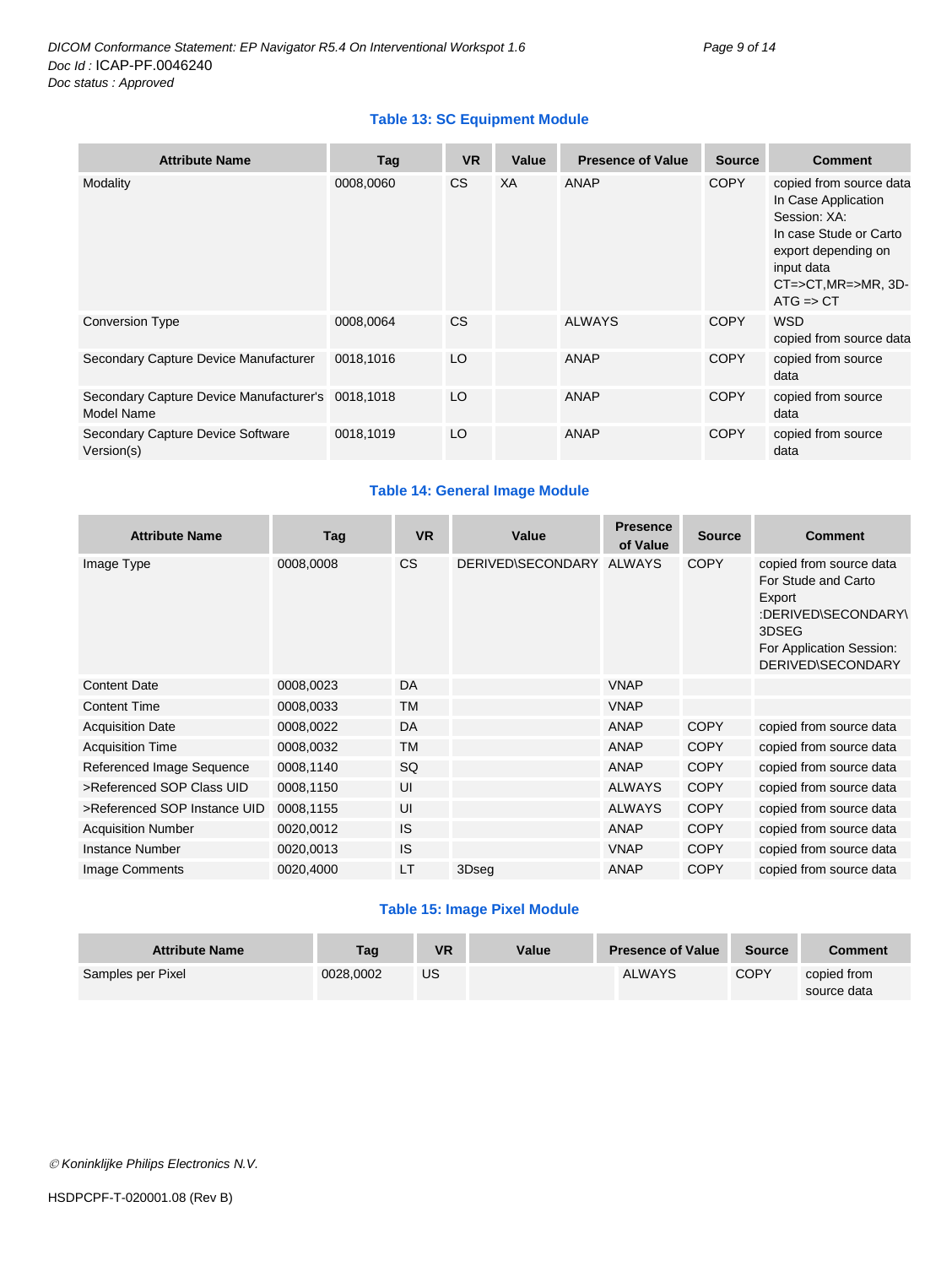### Table 13: SC Equipment Module

| Attribute Name | Tag | VR | Value | Presence of Value | Source | Comment |
|---|---|---|---|---|---|---|
| Modality | 0008,0060 | CS | XA | ANAP | COPY | copied from source data In Case Application Session: XA: In case Stude or Carto export depending on input data CT=>CT,MR=>MR, 3D-ATG => CT |
| Conversion Type | 0008,0064 | CS | | ALWAYS | COPY | WSD copied from source data |
| Secondary Capture Device Manufacturer | 0018,1016 | LO | | ANAP | COPY | copied from source data |
| Secondary Capture Device Manufacturer's Model Name | 0018,1018 | LO | | ANAP | COPY | copied from source data |
| Secondary Capture Device Software Version(s) | 0018,1019 | LO | | ANAP | COPY | copied from source data |

### Table 14: General Image Module

| Attribute Name | Tag | VR | Value | Presence of Value | Source | Comment |
|---|---|---|---|---|---|---|
| Image Type | 0008,0008 | CS | DERIVED\SECONDARY | ALWAYS | COPY | copied from source data For Stude and Carto Export :DERIVED\SECONDARY\3DSEG For Application Session: DERIVED\SECONDARY |
| Content Date | 0008,0023 | DA | | VNAP | | |
| Content Time | 0008,0033 | TM | | VNAP | | |
| Acquisition Date | 0008,0022 | DA | | ANAP | COPY | copied from source data |
| Acquisition Time | 0008,0032 | TM | | ANAP | COPY | copied from source data |
| Referenced Image Sequence | 0008,1140 | SQ | | ANAP | COPY | copied from source data |
| >Referenced SOP Class UID | 0008,1150 | UI | | ALWAYS | COPY | copied from source data |
| >Referenced SOP Instance UID | 0008,1155 | UI | | ALWAYS | COPY | copied from source data |
| Acquisition Number | 0020,0012 | IS | | ANAP | COPY | copied from source data |
| Instance Number | 0020,0013 | IS | | VNAP | COPY | copied from source data |
| Image Comments | 0020,4000 | LT | 3Dseg | ANAP | COPY | copied from source data |

### Table 15: Image Pixel Module

| Attribute Name | Tag | VR | Value | Presence of Value | Source | Comment |
|---|---|---|---|---|---|---|
| Samples per Pixel | 0028,0002 | US | | ALWAYS | COPY | copied from source data |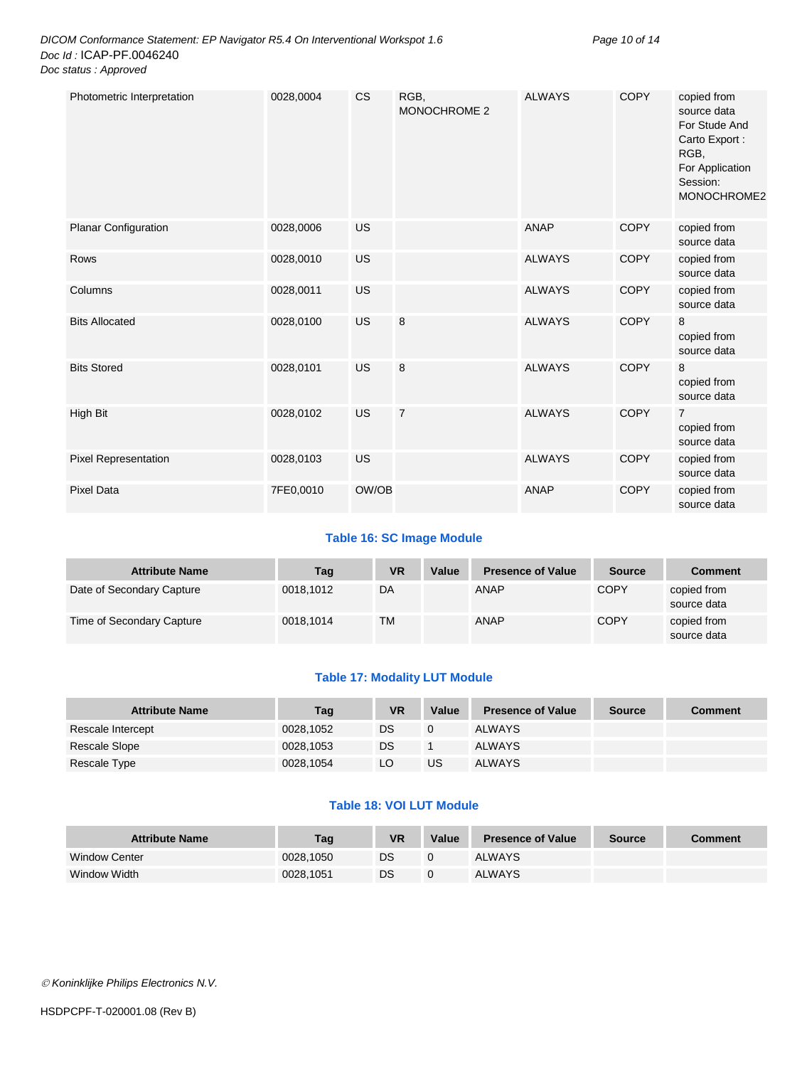| Photometric Interpretation | 0028,0004 | CS | RGB, MONOCHROME 2 | ALWAYS | COPY | copied from source data For Stude And Carto Export : RGB, For Application Session: MONOCHROME2 |
|---|---|---|---|---|---|---|
| Planar Configuration | 0028,0006 | US | | ANAP | COPY | copied from source data |
| Rows | 0028,0010 | US | | ALWAYS | COPY | copied from source data |
| Columns | 0028,0011 | US | | ALWAYS | COPY | copied from source data |
| Bits Allocated | 0028,0100 | US | 8 | ALWAYS | COPY | 8 copied from source data |
| Bits Stored | 0028,0101 | US | 8 | ALWAYS | COPY | 8 copied from source data |
| High Bit | 0028,0102 | US | 7 | ALWAYS | COPY | 7 copied from source data |
| Pixel Representation | 0028,0103 | US | | ALWAYS | COPY | copied from source data |
| Pixel Data | 7FE0,0010 | OW/OB | | ANAP | COPY | copied from source data |

**Table 16: SC Image Module**

| Attribute Name | Tag | VR | Value | Presence of Value | Source | Comment |
|---|---|---|---|---|---|---|
| Date of Secondary Capture | 0018,1012 | DA | | ANAP | COPY | copied from source data |
| Time of Secondary Capture | 0018,1014 | TM | | ANAP | COPY | copied from source data |

**Table 17: Modality LUT Module**

| Attribute Name | Tag | VR | Value | Presence of Value | Source | Comment |
|---|---|---|---|---|---|---|
| Rescale Intercept | 0028,1052 | DS | 0 | ALWAYS | | |
| Rescale Slope | 0028,1053 | DS | 1 | ALWAYS | | |
| Rescale Type | 0028,1054 | LO | US | ALWAYS | | |

**Table 18: VOI LUT Module**

| Attribute Name | Tag | VR | Value | Presence of Value | Source | Comment |
|---|---|---|---|---|---|---|
| Window Center | 0028,1050 | DS | 0 | ALWAYS | | |
| Window Width | 0028,1051 | DS | 0 | ALWAYS | | |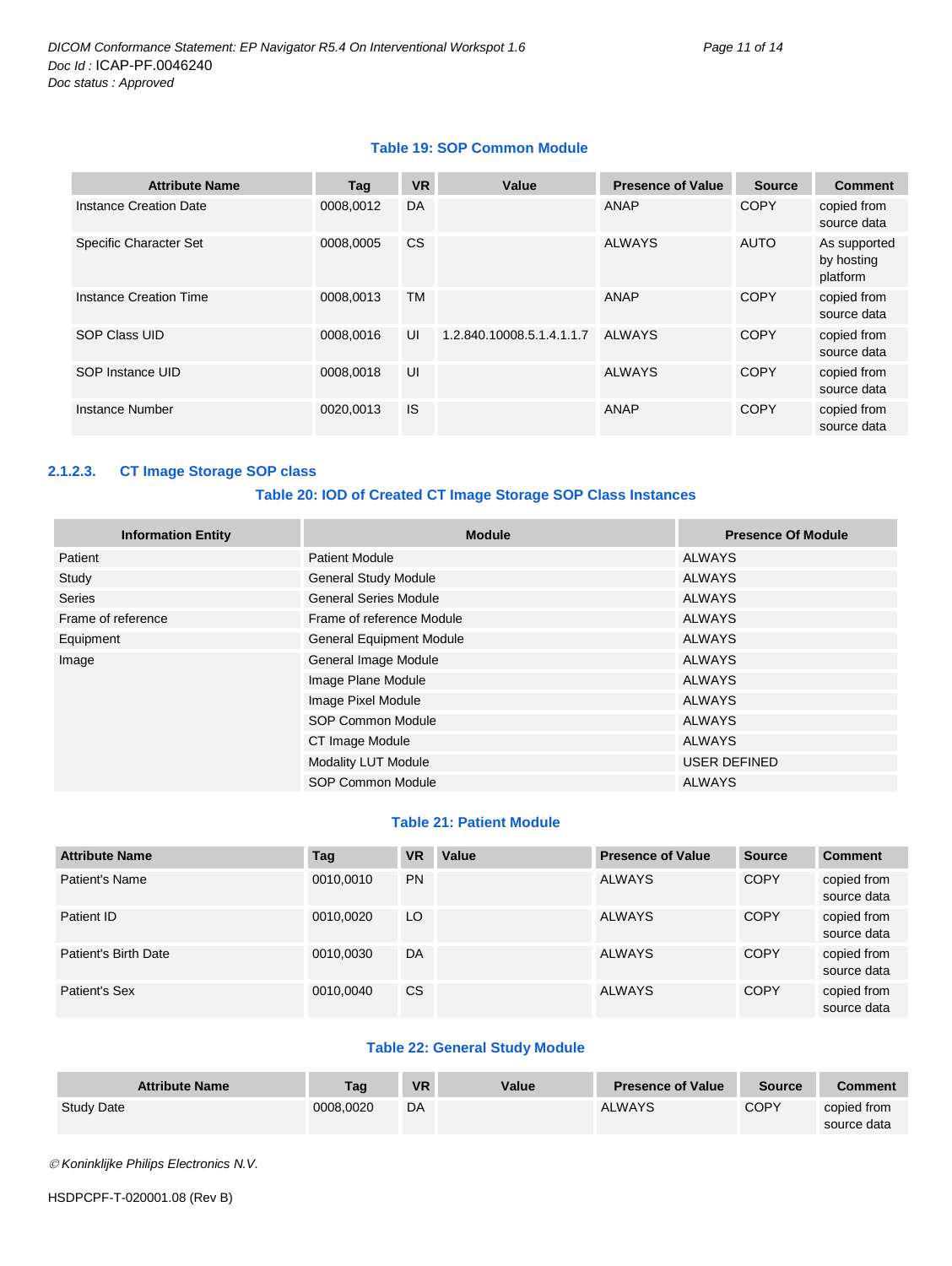**Table 19: SOP Common Module**

| Attribute Name | Tag | VR | Value | Presence of Value | Source | Comment |
|---|---|---|---|---|---|---|
| Instance Creation Date | 0008,0012 | DA | | ANAP | COPY | copied from source data |
| Specific Character Set | 0008,0005 | CS | | ALWAYS | AUTO | As supported by hosting platform |
| Instance Creation Time | 0008,0013 | TM | | ANAP | COPY | copied from source data |
| SOP Class UID | 0008,0016 | UI | 1.2.840.10008.5.1.4.1.1.7 | ALWAYS | COPY | copied from source data |
| SOP Instance UID | 0008,0018 | UI | | ALWAYS | COPY | copied from source data |
| Instance Number | 0020,0013 | IS | | ANAP | COPY | copied from source data |

### 2.1.2.3. CT Image Storage SOP class

**Table 20: IOD of Created CT Image Storage SOP Class Instances**

| Information Entity | Module | Presence Of Module |
|---|---|---|
| Patient | Patient Module | ALWAYS |
| Study | General Study Module | ALWAYS |
| Series | General Series Module | ALWAYS |
| Frame of reference | Frame of reference Module | ALWAYS |
| Equipment | General Equipment Module | ALWAYS |
| Image | General Image Module | ALWAYS |
| | Image Plane Module | ALWAYS |
| | Image Pixel Module | ALWAYS |
| | SOP Common Module | ALWAYS |
| | CT Image Module | ALWAYS |
| | Modality LUT Module | USER DEFINED |
| | SOP Common Module | ALWAYS |

**Table 21: Patient Module**

| Attribute Name | Tag | VR | Value | Presence of Value | Source | Comment |
|---|---|---|---|---|---|---|
| Patient's Name | 0010,0010 | PN | | ALWAYS | COPY | copied from source data |
| Patient ID | 0010,0020 | LO | | ALWAYS | COPY | copied from source data |
| Patient's Birth Date | 0010,0030 | DA | | ALWAYS | COPY | copied from source data |
| Patient's Sex | 0010,0040 | CS | | ALWAYS | COPY | copied from source data |

**Table 22: General Study Module**

| Attribute Name | Tag | VR | Value | Presence of Value | Source | Comment |
|---|---|---|---|---|---|---|
| Study Date | 0008,0020 | DA | | ALWAYS | COPY | copied from source data |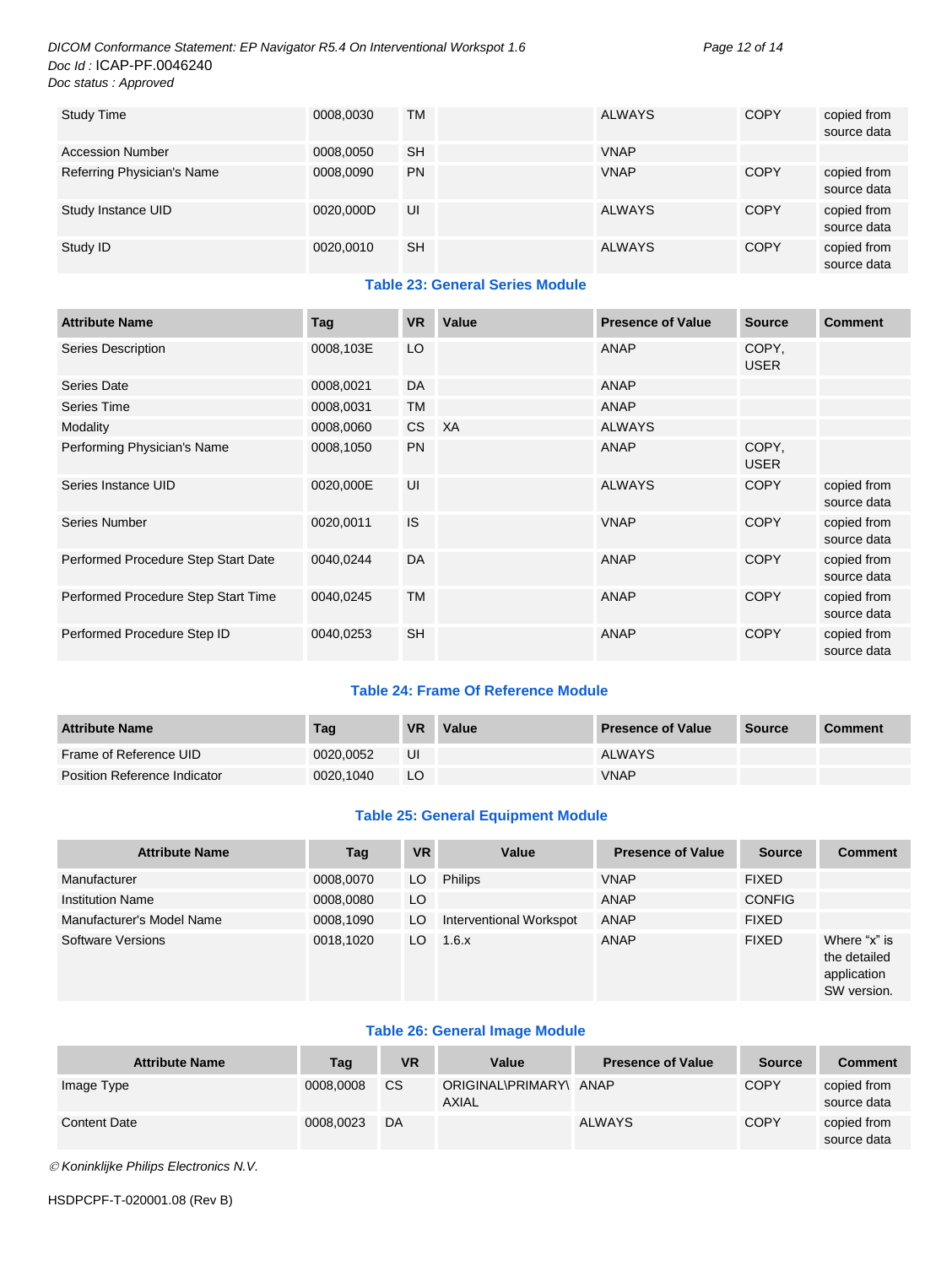| Study Time | 0008,0030 | TM | | ALWAYS | COPY | copied from source data |
|---|---|---|---|---|---|---|
| Accession Number | 0008,0050 | SH | | VNAP | | |
| Referring Physician's Name | 0008,0090 | PN | | VNAP | COPY | copied from source data |
| Study Instance UID | 0020,000D | UI | | ALWAYS | COPY | copied from source data |
| Study ID | 0020,0010 | SH | | ALWAYS | COPY | copied from source data |

**Table 23: General Series Module**

| Attribute Name | Tag | VR | Value | Presence of Value | Source | Comment |
|---|---|---|---|---|---|---|
| Series Description | 0008,103E | LO | | ANAP | COPY, USER | |
| Series Date | 0008,0021 | DA | | ANAP | | |
| Series Time | 0008,0031 | TM | | ANAP | | |
| Modality | 0008,0060 | CS | XA | ALWAYS | | |
| Performing Physician's Name | 0008,1050 | PN | | ANAP | COPY, USER | |
| Series Instance UID | 0020,000E | UI | | ALWAYS | COPY | copied from source data |
| Series Number | 0020,0011 | IS | | VNAP | COPY | copied from source data |
| Performed Procedure Step Start Date | 0040,0244 | DA | | ANAP | COPY | copied from source data |
| Performed Procedure Step Start Time | 0040,0245 | TM | | ANAP | COPY | copied from source data |
| Performed Procedure Step ID | 0040,0253 | SH | | ANAP | COPY | copied from source data |

**Table 24: Frame Of Reference Module**

| Attribute Name | Tag | VR | Value | Presence of Value | Source | Comment |
|---|---|---|---|---|---|---|
| Frame of Reference UID | 0020,0052 | UI | | ALWAYS | | |
| Position Reference Indicator | 0020,1040 | LO | | VNAP | | |

**Table 25: General Equipment Module**

| Attribute Name | Tag | VR | Value | Presence of Value | Source | Comment |
|---|---|---|---|---|---|---|
| Manufacturer | 0008,0070 | LO | Philips | VNAP | FIXED | |
| Institution Name | 0008,0080 | LO | | ANAP | CONFIG | |
| Manufacturer's Model Name | 0008,1090 | LO | Interventional Workspot | ANAP | FIXED | |
| Software Versions | 0018,1020 | LO | 1.6.x | ANAP | FIXED | Where “x” is the detailed application SW version. |

**Table 26: General Image Module**

| Attribute Name | Tag | VR | Value | Presence of Value | Source | Comment |
|---|---|---|---|---|---|---|
| Image Type | 0008,0008 | CS | ORIGINAL\PRIMARY\ AXIAL | ANAP | COPY | copied from source data |
| Content Date | 0008,0023 | DA | | ALWAYS | COPY | copied from source data |

© Koninklijke Philips Electronics N.V.

HSDPCPF-T-020001.08 (Rev B)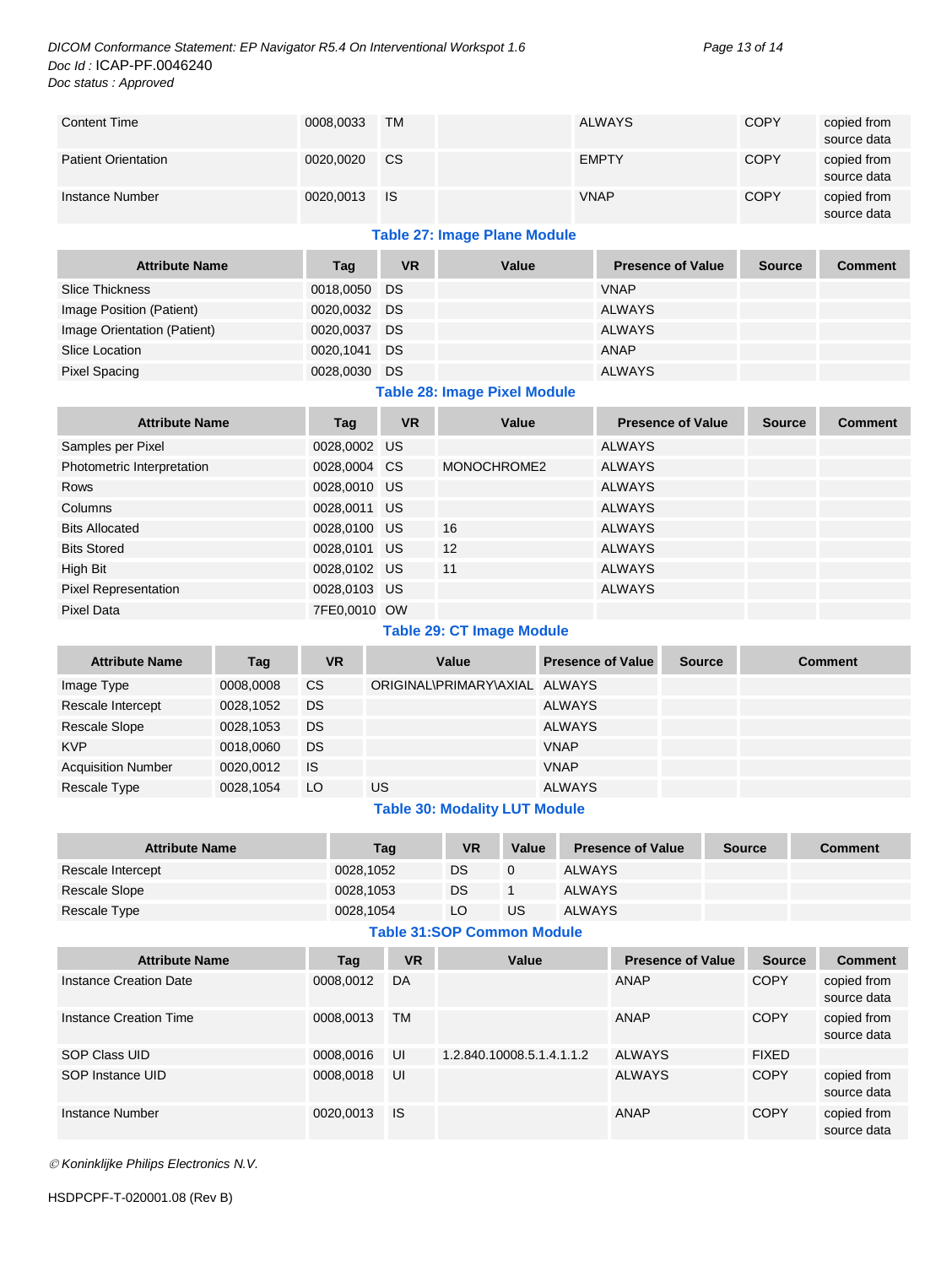| | | | | | | |
|---|---|---|---|---|---|---|
| Content Time | 0008,0033 | TM | | ALWAYS | COPY | copied from source data |
| Patient Orientation | 0020,0020 | CS | | EMPTY | COPY | copied from source data |
| Instance Number | 0020,0013 | IS | | VNAP | COPY | copied from source data |

**Table 27: Image Plane Module**

| Attribute Name | Tag | VR | Value | Presence of Value | Source | Comment |
|---|---|---|---|---|---|---|
| Slice Thickness | 0018,0050 | DS | | VNAP | | |
| Image Position (Patient) | 0020,0032 | DS | | ALWAYS | | |
| Image Orientation (Patient) | 0020,0037 | DS | | ALWAYS | | |
| Slice Location | 0020,1041 | DS | | ANAP | | |
| Pixel Spacing | 0028,0030 | DS | | ALWAYS | | |

**Table 28: Image Pixel Module**

| Attribute Name | Tag | VR | Value | Presence of Value | Source | Comment |
|---|---|---|---|---|---|---|
| Samples per Pixel | 0028,0002 | US | | ALWAYS | | |
| Photometric Interpretation | 0028,0004 | CS | MONOCHROME2 | ALWAYS | | |
| Rows | 0028,0010 | US | | ALWAYS | | |
| Columns | 0028,0011 | US | | ALWAYS | | |
| Bits Allocated | 0028,0100 | US | 16 | ALWAYS | | |
| Bits Stored | 0028,0101 | US | 12 | ALWAYS | | |
| High Bit | 0028,0102 | US | 11 | ALWAYS | | |
| Pixel Representation | 0028,0103 | US | | ALWAYS | | |
| Pixel Data | 7FE0,0010 | OW | | | | |

**Table 29: CT Image Module**

| Attribute Name | Tag | VR | Value | Presence of Value | Source | Comment |
|---|---|---|---|---|---|---|
| Image Type | 0008,0008 | CS | ORIGINAL\PRIMARY\AXIAL | ALWAYS | | |
| Rescale Intercept | 0028,1052 | DS | | ALWAYS | | |
| Rescale Slope | 0028,1053 | DS | | ALWAYS | | |
| KVP | 0018,0060 | DS | | VNAP | | |
| Acquisition Number | 0020,0012 | IS | | VNAP | | |
| Rescale Type | 0028,1054 | LO | US | ALWAYS | | |

**Table 30: Modality LUT Module**

| Attribute Name | Tag | VR | Value | Presence of Value | Source | Comment |
|---|---|---|---|---|---|---|
| Rescale Intercept | 0028,1052 | DS | 0 | ALWAYS | | |
| Rescale Slope | 0028,1053 | DS | 1 | ALWAYS | | |
| Rescale Type | 0028,1054 | LO | US | ALWAYS | | |

**Table 31:SOP Common Module**

| Attribute Name | Tag | VR | Value | Presence of Value | Source | Comment |
|---|---|---|---|---|---|---|
| Instance Creation Date | 0008,0012 | DA | | ANAP | COPY | copied from source data |
| Instance Creation Time | 0008,0013 | TM | | ANAP | COPY | copied from source data |
| SOP Class UID | 0008,0016 | UI | 1.2.840.10008.5.1.4.1.1.2 | ALWAYS | FIXED | |
| SOP Instance UID | 0008,0018 | UI | | ALWAYS | COPY | copied from source data |
| Instance Number | 0020,0013 | IS | | ANAP | COPY | copied from source data |